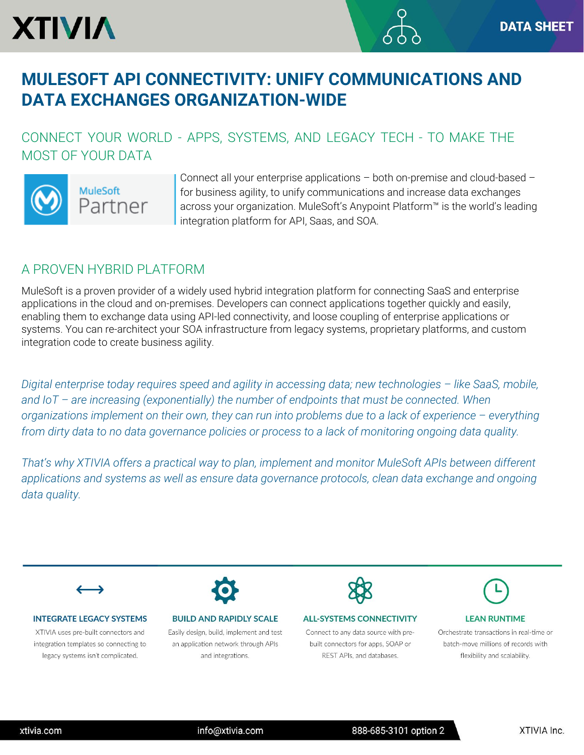# MULESOFT API CONNECTIVITY: UNIFY COMMUNICATIONS AND DATA EXCHANGES ORGANIZATION-WIDE

## CONNECT YOUR WORLD - APPS, SYSTEMS, AND LEGACY TECH - TO MAKE THE MOST OF YOUR DATA

Connect all your enterprise applications – both on-premise and cloud-based – for business agility, to unify communications and increase data exchanges across your organization. MuleSoft's Anypoint Platform™ is the world's leading integration platform for API, Saas, and SOA.

## A PROVEN HYBRID PLATFORM

MuleSoft is a proven provider of a widely used hybrid integration platform for connecting SaaS and enterprise applications in the cloud and on-premises. Developers can connect applications together quickly and easily, enabling them to exchange data using API-led connectivity, and loose coupling of enterprise applications or systems. You can re-architect your SOA infrastructure from legacy systems, proprietary platforms, and custom integration code to create business agility.

*Digital enterprise today requires speed and agility in accessing data; new technologies – like SaaS, mobile, and IoT – are increasing (exponentially) the number of endpoints that must be connected. When organizations implement on their own, they can run into problems due to a lack of experience – everything from dirty data to no data governance policies or process to a lack of monitoring ongoing data quality.*

*That's why XTIVIA offers a practical way to plan, implement and monitor MuleSoft APIs between different applications and systems as well as ensure data governance protocols, clean data exchange and ongoing data quality.*

### INTEGRATE LEGACY SYSTEMS

XTIVIA uses pre-built connectors and integration templates so connecting to legacy systems isn't complicated.

### BUILD AND RAPIDLY SCALE

Easily design, build, implement and test an application network through APIs and integrations.

### ALL-SYSTEMS CONNECTIVITY

Connect to any data source with pre-built connectors for apps, SOAP or REST APIs, and databases.

### LEAN RUNTIME

Orchestrate transactions in real-time or batch-move millions of records with flexibility and scalability.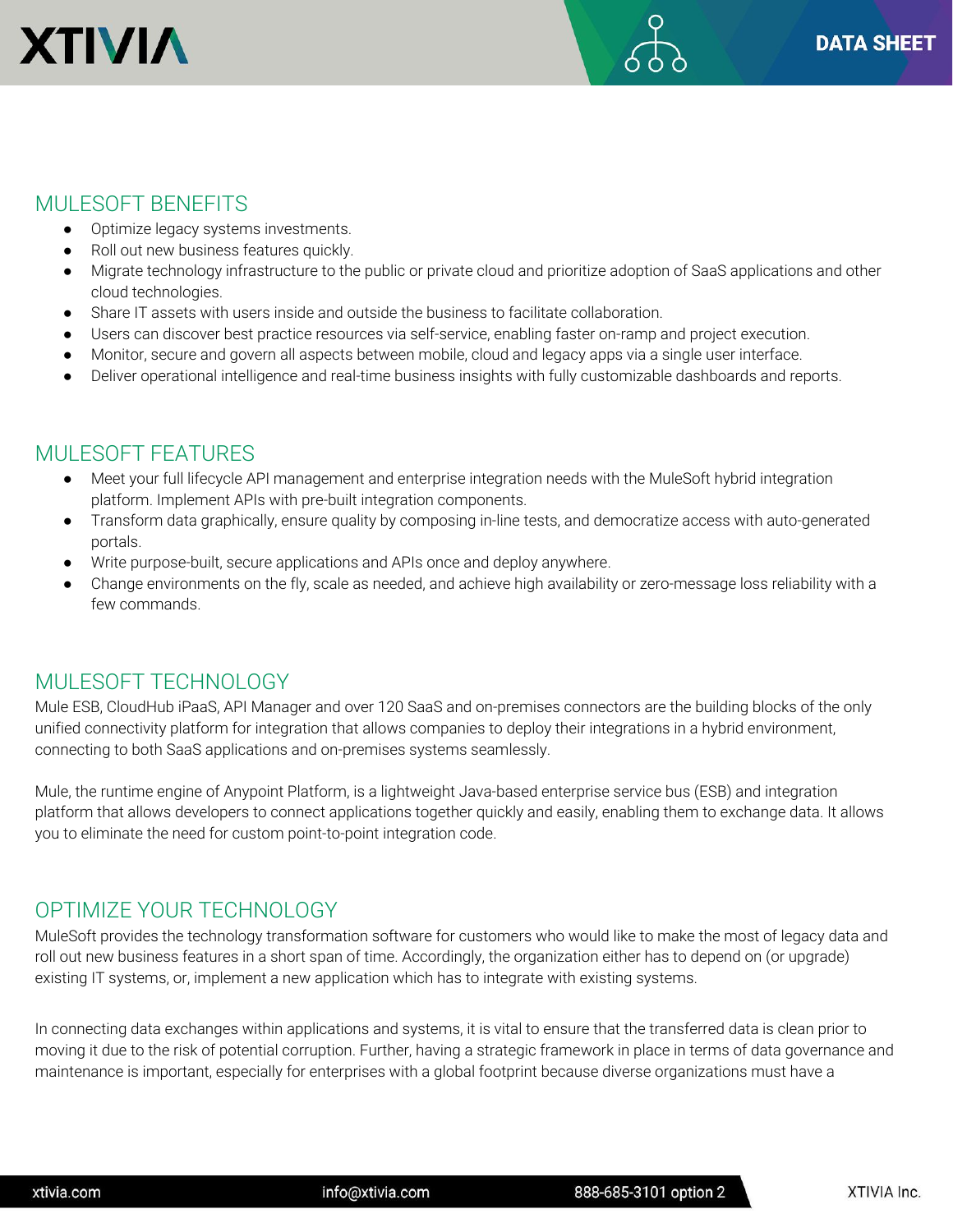## MULESOFT BENEFITS

- Optimize legacy systems investments.
- Roll out new business features quickly.
- Migrate technology infrastructure to the public or private cloud and prioritize adoption of SaaS applications and other cloud technologies.
- Share IT assets with users inside and outside the business to facilitate collaboration.
- Users can discover best practice resources via self-service, enabling faster on-ramp and project execution.
- Monitor, secure and govern all aspects between mobile, cloud and legacy apps via a single user interface.
- Deliver operational intelligence and real-time business insights with fully customizable dashboards and reports.

## MULESOFT FEATURES

- Meet your full lifecycle API management and enterprise integration needs with the MuleSoft hybrid integration platform. Implement APIs with pre-built integration components.
- Transform data graphically, ensure quality by composing in-line tests, and democratize access with auto-generated portals.
- Write purpose-built, secure applications and APIs once and deploy anywhere.
- Change environments on the fly, scale as needed, and achieve high availability or zero-message loss reliability with a few commands.

## MULESOFT TECHNOLOGY

Mule ESB, CloudHub iPaaS, API Manager and over 120 SaaS and on-premises connectors are the building blocks of the only unified connectivity platform for integration that allows companies to deploy their integrations in a hybrid environment, connecting to both SaaS applications and on-premises systems seamlessly.

Mule, the runtime engine of Anypoint Platform, is a lightweight Java-based enterprise service bus (ESB) and integration platform that allows developers to connect applications together quickly and easily, enabling them to exchange data. It allows you to eliminate the need for custom point-to-point integration code.

## OPTIMIZE YOUR TECHNOLOGY

MuleSoft provides the technology transformation software for customers who would like to make the most of legacy data and roll out new business features in a short span of time. Accordingly, the organization either has to depend on (or upgrade) existing IT systems, or, implement a new application which has to integrate with existing systems.

In connecting data exchanges within applications and systems, it is vital to ensure that the transferred data is clean prior to moving it due to the risk of potential corruption. Further, having a strategic framework in place in terms of data governance and maintenance is important, especially for enterprises with a global footprint because diverse organizations must have a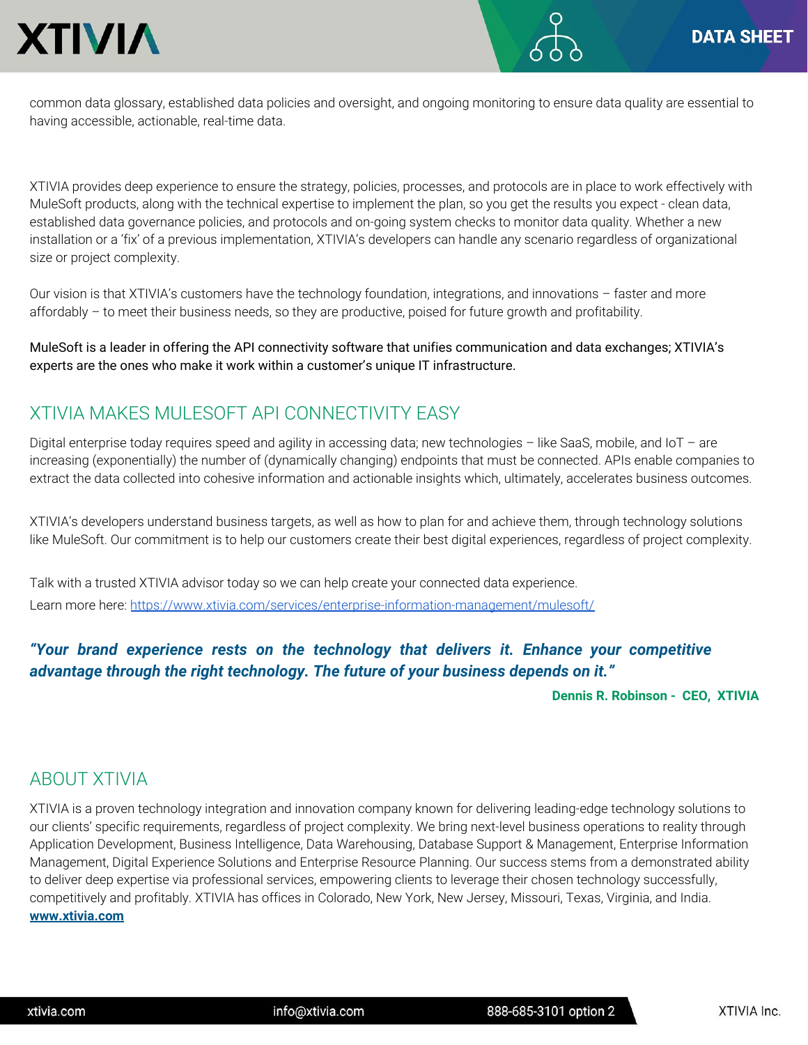common data glossary, established data policies and oversight, and ongoing monitoring to ensure data quality are essential to having accessible, actionable, real-time data.

XTIVIA provides deep experience to ensure the strategy, policies, processes, and protocols are in place to work effectively with MuleSoft products, along with the technical expertise to implement the plan, so you get the results you expect - clean data, established data governance policies, and protocols and on-going system checks to monitor data quality. Whether a new installation or a 'fix' of a previous implementation, XTIVIA's developers can handle any scenario regardless of organizational size or project complexity.

Our vision is that XTIVIA's customers have the technology foundation, integrations, and innovations – faster and more affordably – to meet their business needs, so they are productive, poised for future growth and profitability.

MuleSoft is a leader in offering the API connectivity software that unifies communication and data exchanges; XTIVIA's experts are the ones who make it work within a customer's unique IT infrastructure.

## XTIVIA MAKES MULESOFT API CONNECTIVITY EASY

Digital enterprise today requires speed and agility in accessing data; new technologies – like SaaS, mobile, and IoT – are increasing (exponentially) the number of (dynamically changing) endpoints that must be connected. APIs enable companies to extract the data collected into cohesive information and actionable insights which, ultimately, accelerates business outcomes.

XTIVIA's developers understand business targets, as well as how to plan for and achieve them, through technology solutions like MuleSoft. Our commitment is to help our customers create their best digital experiences, regardless of project complexity.

Talk with a trusted XTIVIA advisor today so we can help create your connected data experience.

Learn more here: https://www.xtivia.com/services/enterprise-information-management/mulesoft/

***"Your brand experience rests on the technology that delivers it. Enhance your competitive advantage through the right technology. The future of your business depends on it."***

**Dennis R. Robinson - CEO, XTIVIA**

## ABOUT XTIVIA

XTIVIA is a proven technology integration and innovation company known for delivering leading-edge technology solutions to our clients' specific requirements, regardless of project complexity. We bring next-level business operations to reality through Application Development, Business Intelligence, Data Warehousing, Database Support & Management, Enterprise Information Management, Digital Experience Solutions and Enterprise Resource Planning. Our success stems from a demonstrated ability to deliver deep expertise via professional services, empowering clients to leverage their chosen technology successfully, competitively and profitably. XTIVIA has offices in Colorado, New York, New Jersey, Missouri, Texas, Virginia, and India.
**www.xtivia.com**

xtivia.com | info@xtivia.com | 888-685-3101 option 2 | XTIVIA Inc.